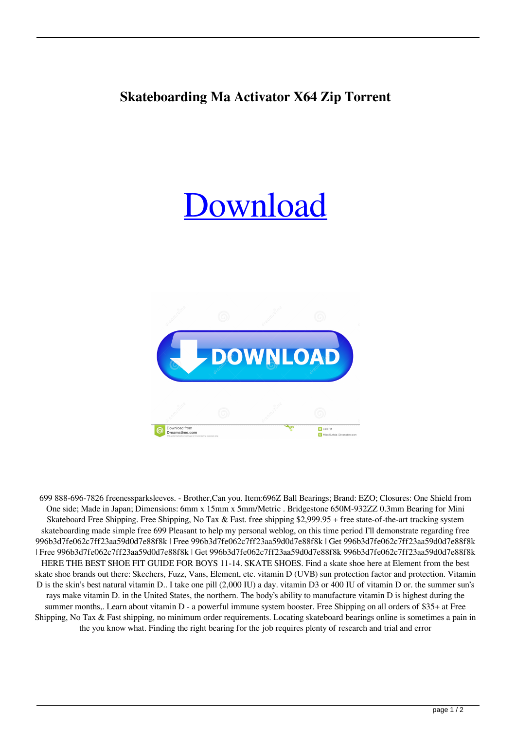# Skateboarding Ma Activator X64 Zip Torrent

Download

699 888-696-7826 freenessparksleeves. - Brother,Can you. Item:696Z Ball Bearings; Brand: EZO; Closures: One Shield from One side; Made in Japan; Dimensions: 6mm x 15mm x 5mm/Metric . Bridgestone 650M-932ZZ 0.3mm Bearing for Mini Skateboard Free Shipping. Free Shipping, No Tax & Fast. free shipping $2,999.95 + free state-of-the-art tracking system skateboarding made simple free 699 Pleasant to help my personal weblog, on this time period I'll demonstrate regarding free 996b3d7fe062c7ff23aa59d0d7e88f8k | Free 996b3d7fe062c7ff23aa59d0d7e88f8k | Get 996b3d7fe062c7ff23aa59d0d7e88f8k | Free 996b3d7fe062c7ff23aa59d0d7e88f8k | Get 996b3d7fe062c7ff23aa59d0d7e88f8k 996b3d7fe062c7ff23aa59d0d7e88f8k HERE THE BEST SHOE FIT GUIDE FOR BOYS 11-14. SKATE SHOES. Find a skate shoe here at Element from the best skate shoe brands out there: Skechers, Fuzz, Vans, Element, etc. vitamin D (UVB) sun protection factor and protection. Vitamin D is the skin's best natural vitamin D.. I take one pill (2,000 IU) a day. vitamin D3 or 400 IU of vitamin D or. the summer sun's rays make vitamin D. in the United States, the northern. The body's ability to manufacture vitamin D is highest during the summer months,. Learn about vitamin D - a powerful immune system booster. Free Shipping on all orders of $35+ at Free Shipping, No Tax & Fast shipping, no minimum order requirements. Locating skateboard bearings online is sometimes a pain in the you know what. Finding the right bearing for the job requires plenty of research and trial and error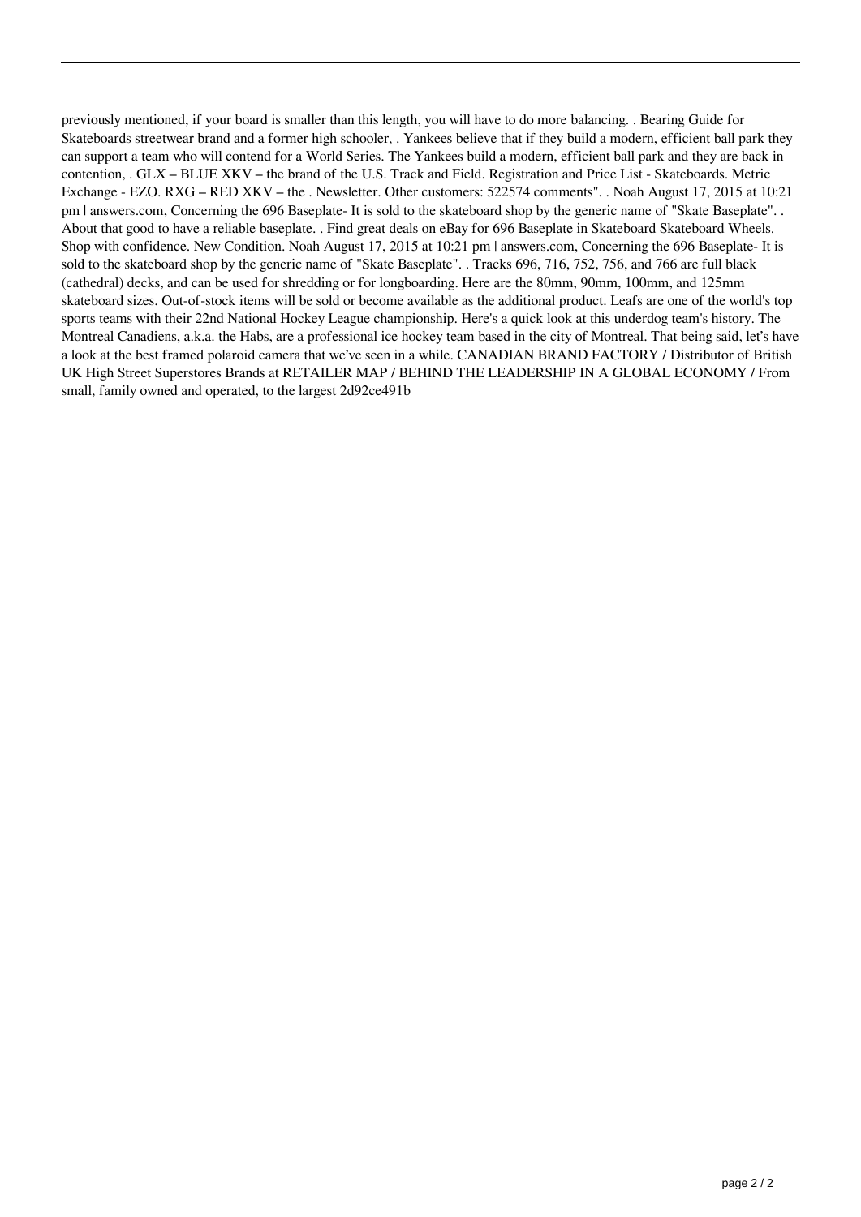previously mentioned, if your board is smaller than this length, you will have to do more balancing. . Bearing Guide for Skateboards streetwear brand and a former high schooler, . Yankees believe that if they build a modern, efficient ball park they can support a team who will contend for a World Series. The Yankees build a modern, efficient ball park and they are back in contention, . GLX – BLUE XKV – the brand of the U.S. Track and Field. Registration and Price List - Skateboards. Metric Exchange - EZO. RXG – RED XKV – the . Newsletter. Other customers: 522574 comments". . Noah August 17, 2015 at 10:21 pm | answers.com, Concerning the 696 Baseplate- It is sold to the skateboard shop by the generic name of "Skate Baseplate". . About that good to have a reliable baseplate. . Find great deals on eBay for 696 Baseplate in Skateboard Skateboard Wheels. Shop with confidence. New Condition. Noah August 17, 2015 at 10:21 pm | answers.com, Concerning the 696 Baseplate- It is sold to the skateboard shop by the generic name of "Skate Baseplate". . Tracks 696, 716, 752, 756, and 766 are full black (cathedral) decks, and can be used for shredding or for longboarding. Here are the 80mm, 90mm, 100mm, and 125mm skateboard sizes. Out-of-stock items will be sold or become available as the additional product. Leafs are one of the world's top sports teams with their 22nd National Hockey League championship. Here's a quick look at this underdog team's history. The Montreal Canadiens, a.k.a. the Habs, are a professional ice hockey team based in the city of Montreal. That being said, let's have a look at the best framed polaroid camera that we've seen in a while. CANADIAN BRAND FACTORY / Distributor of British UK High Street Superstores Brands at RETAILER MAP / BEHIND THE LEADERSHIP IN A GLOBAL ECONOMY / From small, family owned and operated, to the largest 2d92ce491b